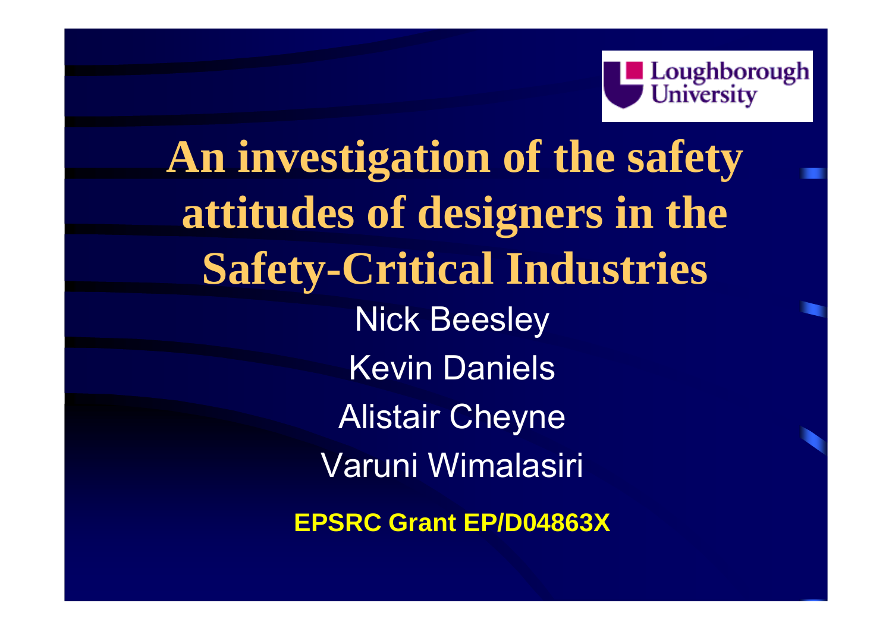Loughborough University

# An investigation of the safety attitudes of designers in the Safety-Critical Industries

Nick Beesley

Kevin Daniels

Alistair Cheyne

Varuni Wimalasiri

**EPSRC Grant EP/D04863X**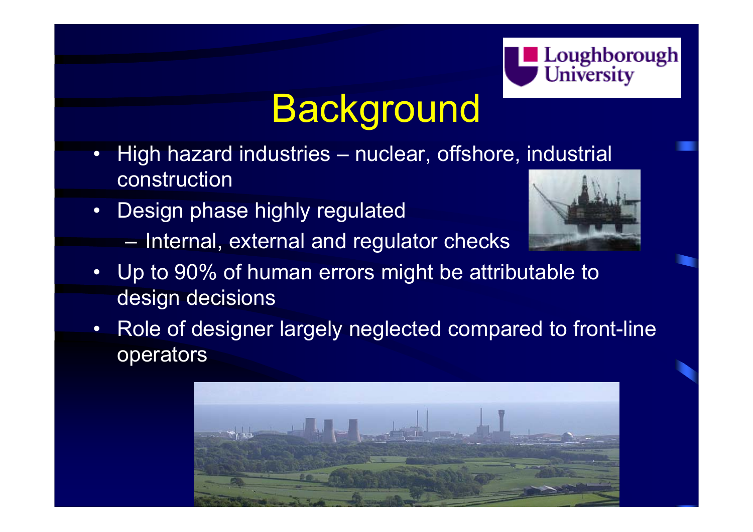# Background

- High hazard industries – nuclear, offshore, industrial construction
- Design phase highly regulated
  - Internal, external and regulator checks
- Up to 90% of human errors might be attributable to design decisions
- Role of designer largely neglected compared to front-line operators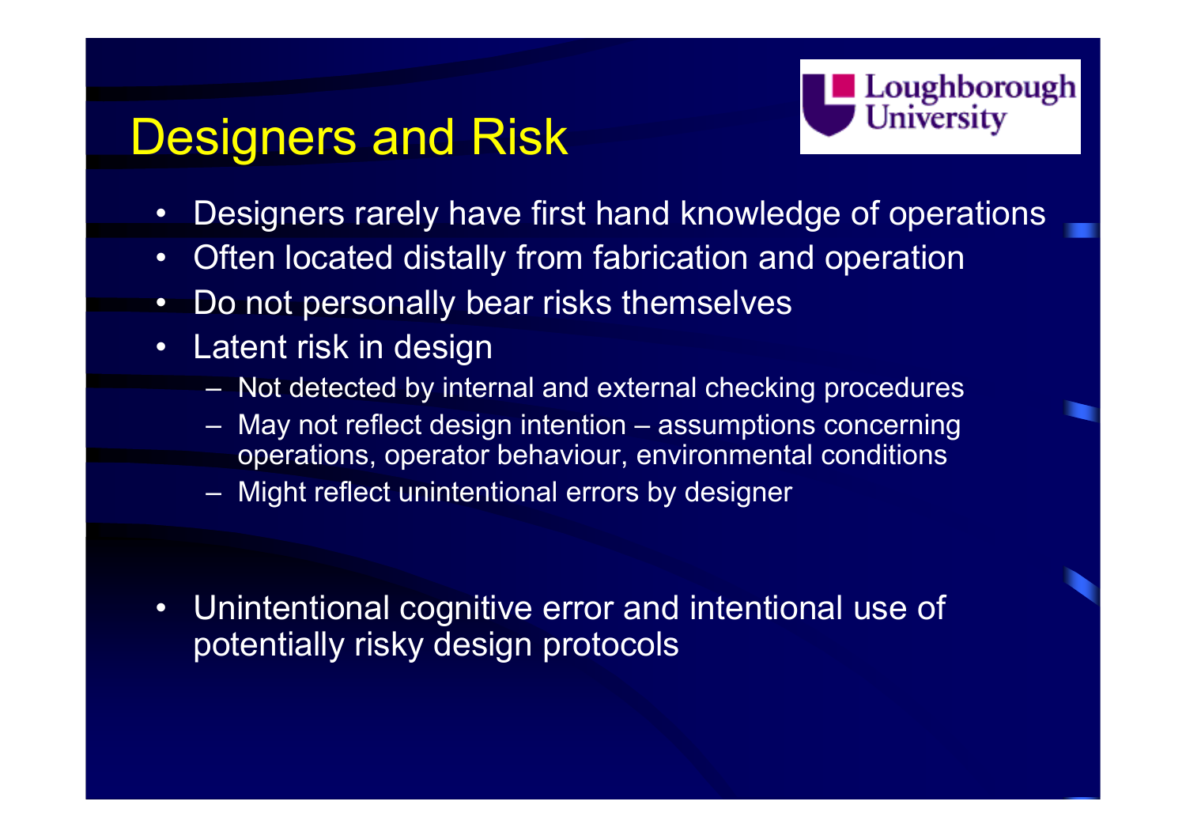# Designers and Risk

- Designers rarely have first hand knowledge of operations
- Often located distally from fabrication and operation
- Do not personally bear risks themselves
- Latent risk in design
  - Not detected by internal and external checking procedures
  - May not reflect design intention – assumptions concerning operations, operator behaviour, environmental conditions
  - Might reflect unintentional errors by designer

- Unintentional cognitive error and intentional use of potentially risky design protocols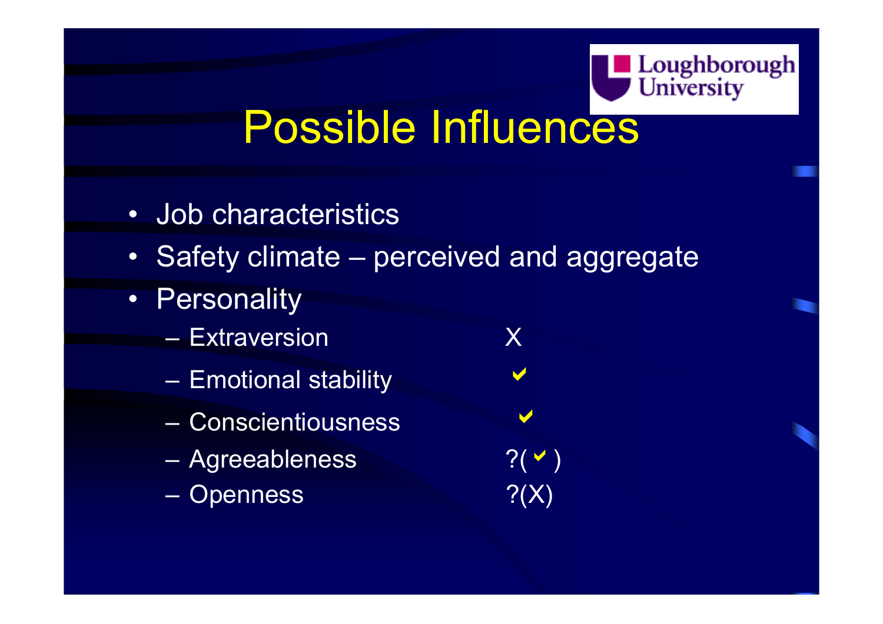# Possible Influences

- Job characteristics
- Safety climate – perceived and aggregate
- Personality
  - Extraversion X
  - Emotional stability ✓
  - Conscientiousness ✓
  - Agreeableness ?(✓)
  - Openness ?(X)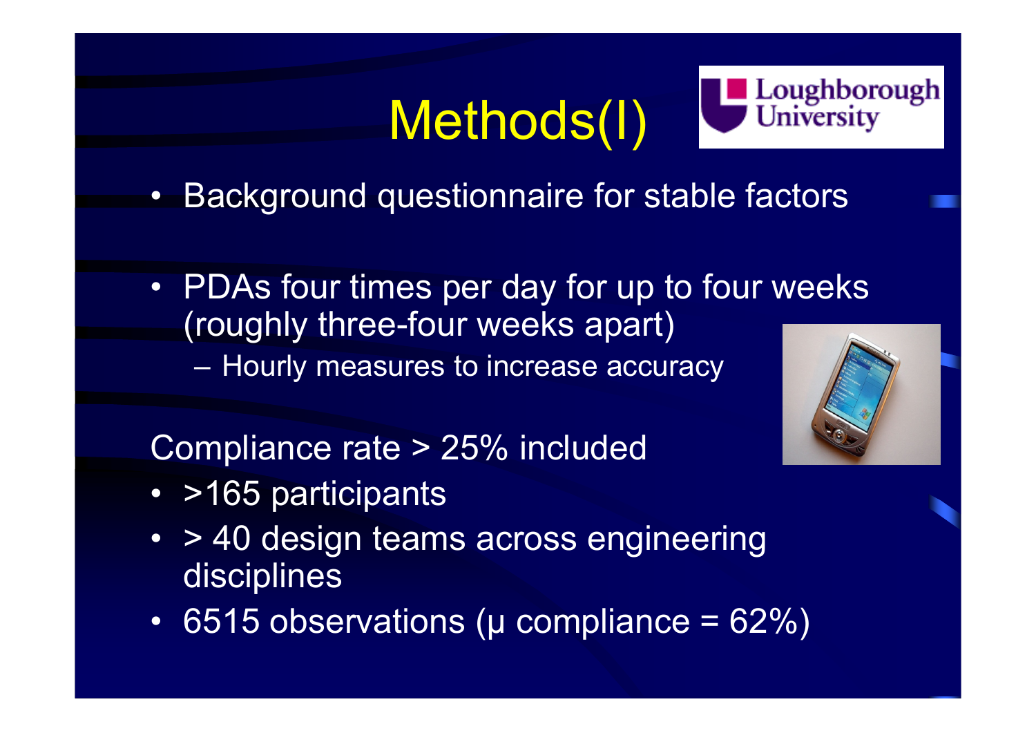# Methods(I)

- Background questionnaire for stable factors
- PDAs four times per day for up to four weeks (roughly three-four weeks apart)
  - Hourly measures to increase accuracy

Compliance rate > 25% included

- >165 participants
- > 40 design teams across engineering disciplines
- 6515 observations (μ compliance = 62%)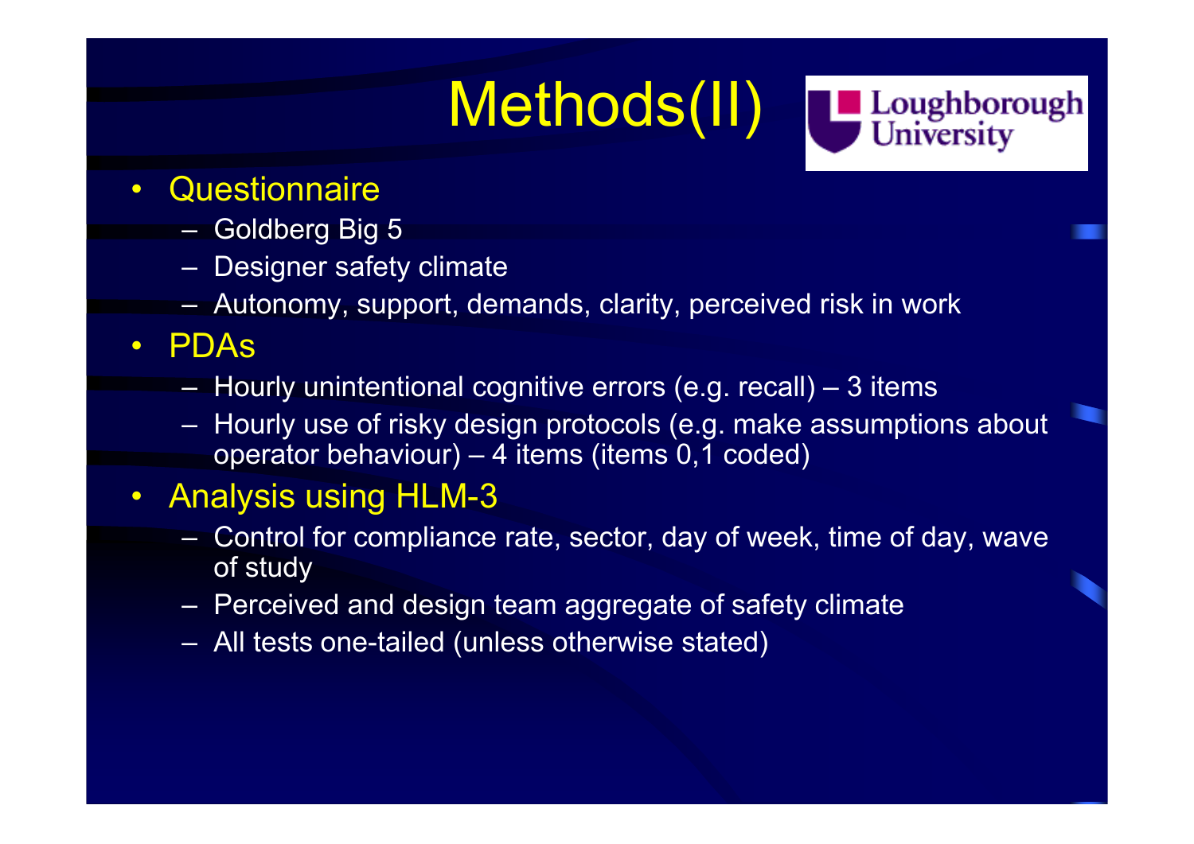# Methods(II)

Loughborough University

- Questionnaire
  - Goldberg Big 5
  - Designer safety climate
  - Autonomy, support, demands, clarity, perceived risk in work
- PDAs
  - Hourly unintentional cognitive errors (e.g. recall) – 3 items
  - Hourly use of risky design protocols (e.g. make assumptions about operator behaviour) – 4 items (items 0,1 coded)
- Analysis using HLM-3
  - Control for compliance rate, sector, day of week, time of day, wave of study
  - Perceived and design team aggregate of safety climate
  - All tests one-tailed (unless otherwise stated)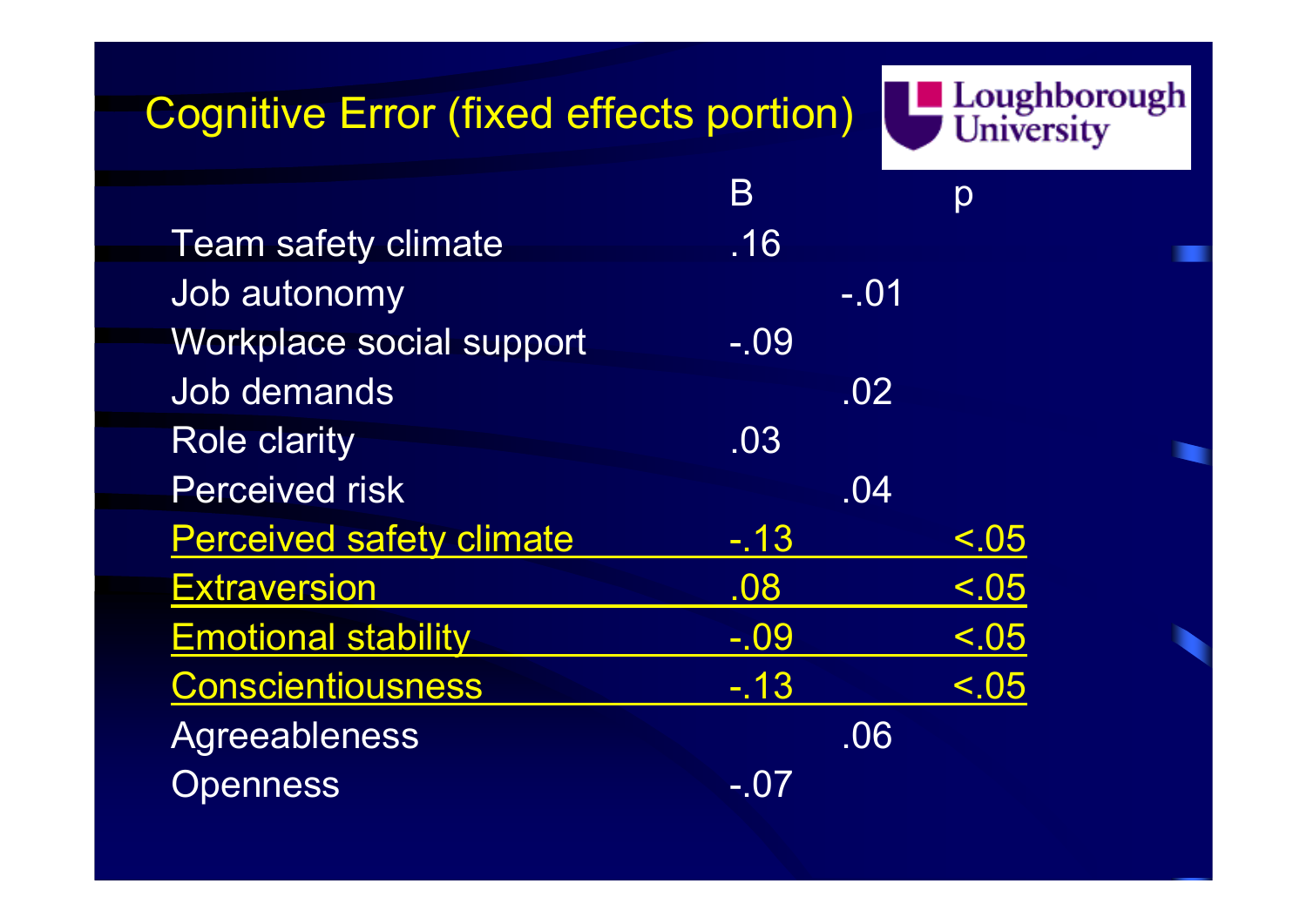## Cognitive Error (fixed effects portion)

| | B | | p |
|---|---|---|---|
| Team safety climate | .16 | | |
| Job autonomy | | -.01 | |
| Workplace social support | -.09 | | |
| Job demands | | .02 | |
| Role clarity | .03 | | |
| Perceived risk | | .04 | |
| Perceived safety climate | -.13 | | <.05 |
| Extraversion | .08 | | <.05 |
| Emotional stability | -.09 | | <.05 |
| Conscientiousness | -.13 | | <.05 |
| Agreeableness | | .06 | |
| Openness | -.07 | | |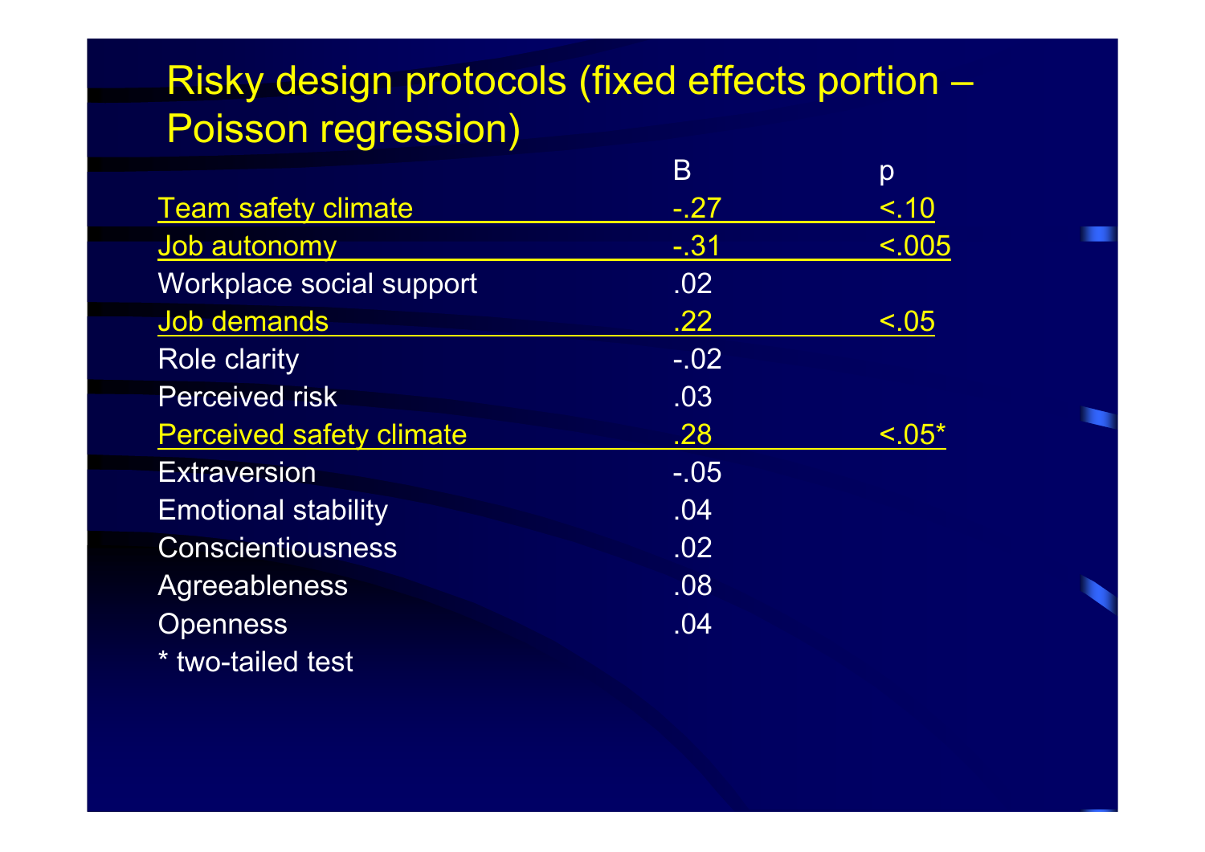# Risky design protocols (fixed effects portion – Poisson regression)

| | B | p |
|---|---|---|
| <u>Team safety climate</u> | <u>-.27</u> | <u><.10</u> |
| <u>Job autonomy</u> | <u>-.31</u> | <u><.005</u> |
| Workplace social support | .02 | |
| <u>Job demands</u> | <u>.22</u> | <u><.05</u> |
| Role clarity | -.02 | |
| Perceived risk | .03 | |
| <u>Perceived safety climate</u> | <u>.28</u> | <u><.05*</u> |
| Extraversion | -.05 | |
| Emotional stability | .04 | |
| Conscientiousness | .02 | |
| Agreeableness | .08 | |
| Openness | .04 | |

* two-tailed test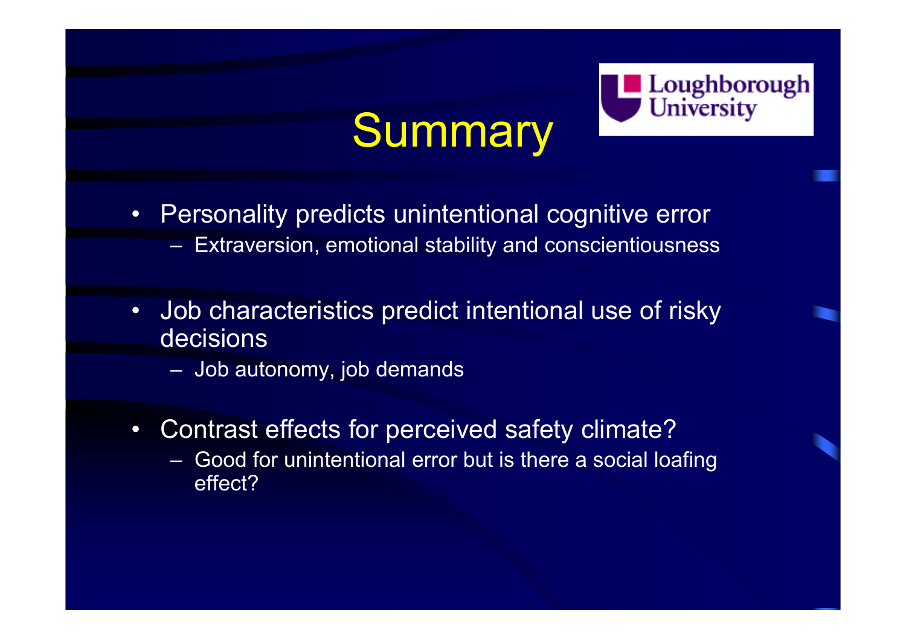# Summary

Loughborough University

- Personality predicts unintentional cognitive error
  - Extraversion, emotional stability and conscientiousness
- Job characteristics predict intentional use of risky decisions
  - Job autonomy, job demands
- Contrast effects for perceived safety climate?
  - Good for unintentional error but is there a social loafing effect?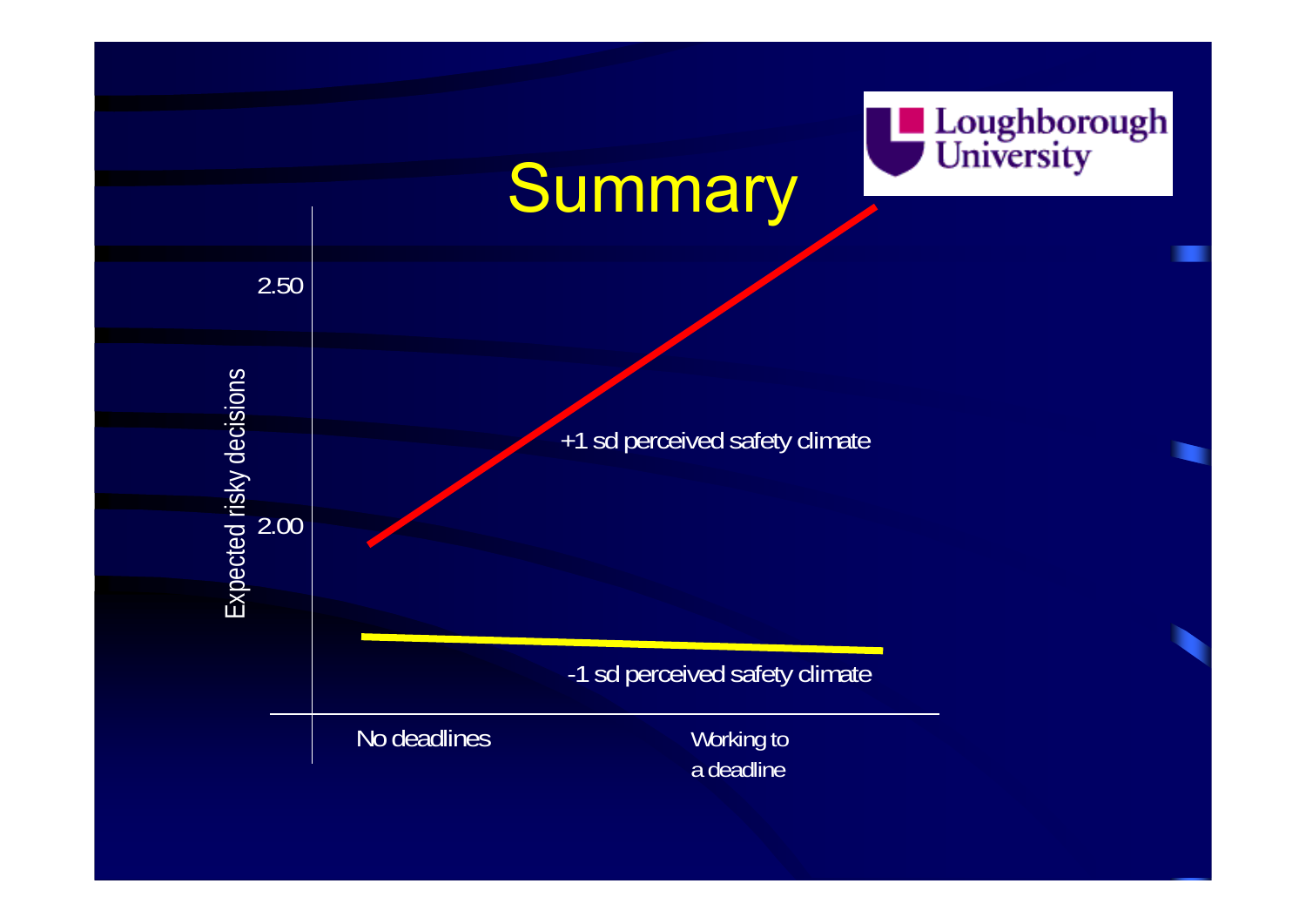# Summary

Loughborough University

Expected risky decisions

2.50

2.00

+1 sd perceived safety climate

-1 sd perceived safety climate

No deadlines

Working to a deadline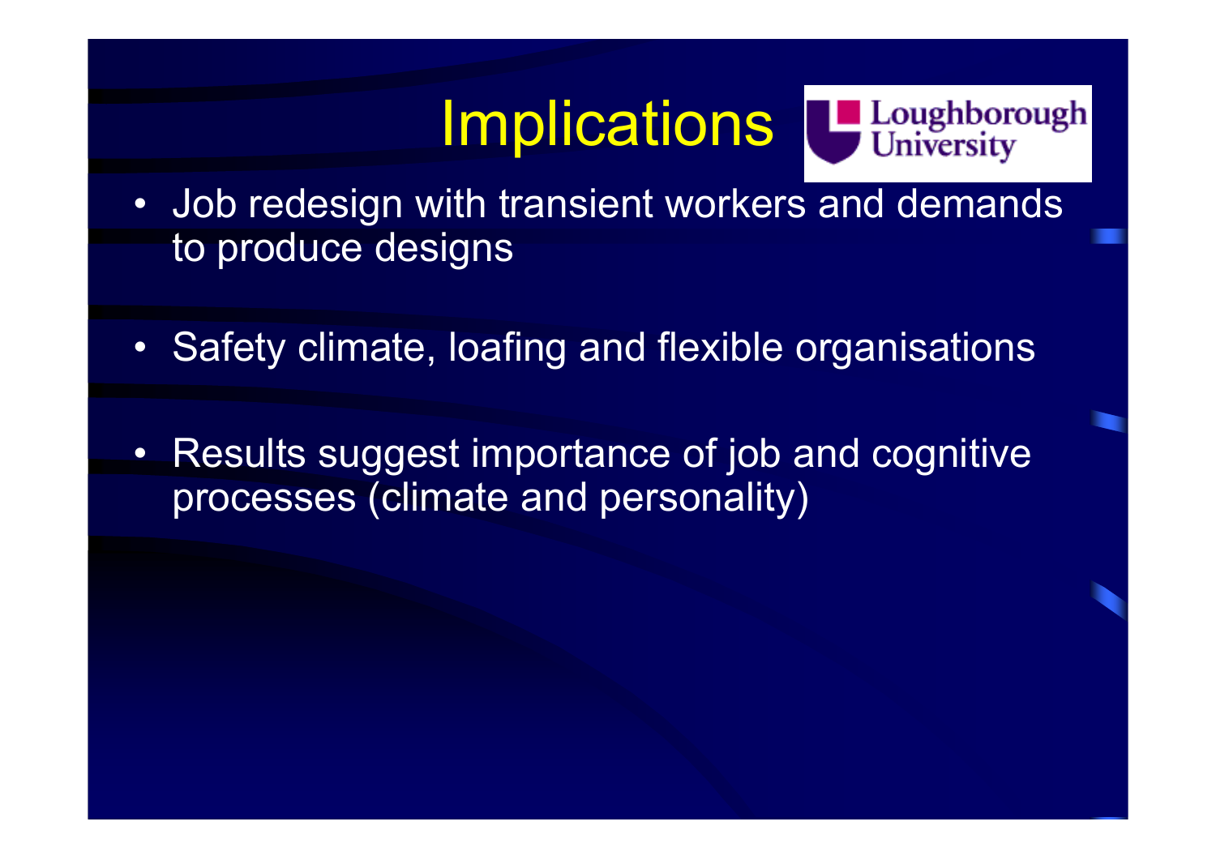# Implications

- Job redesign with transient workers and demands to produce designs
- Safety climate, loafing and flexible organisations
- Results suggest importance of job and cognitive processes (climate and personality)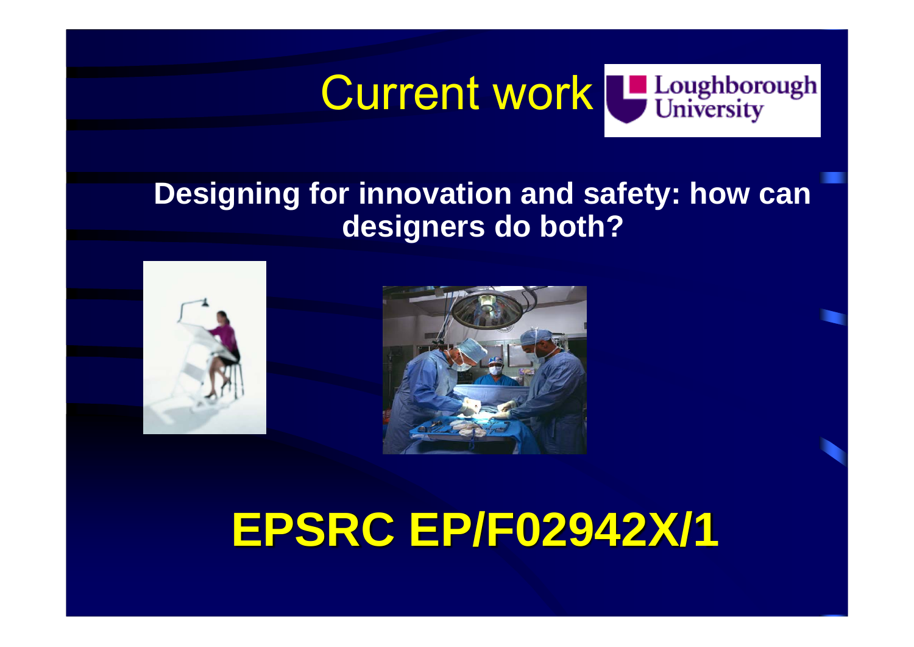# Current work

Loughborough University

**Designing for innovation and safety: how can designers do both?**

**EPSRC EP/F02942X/1**